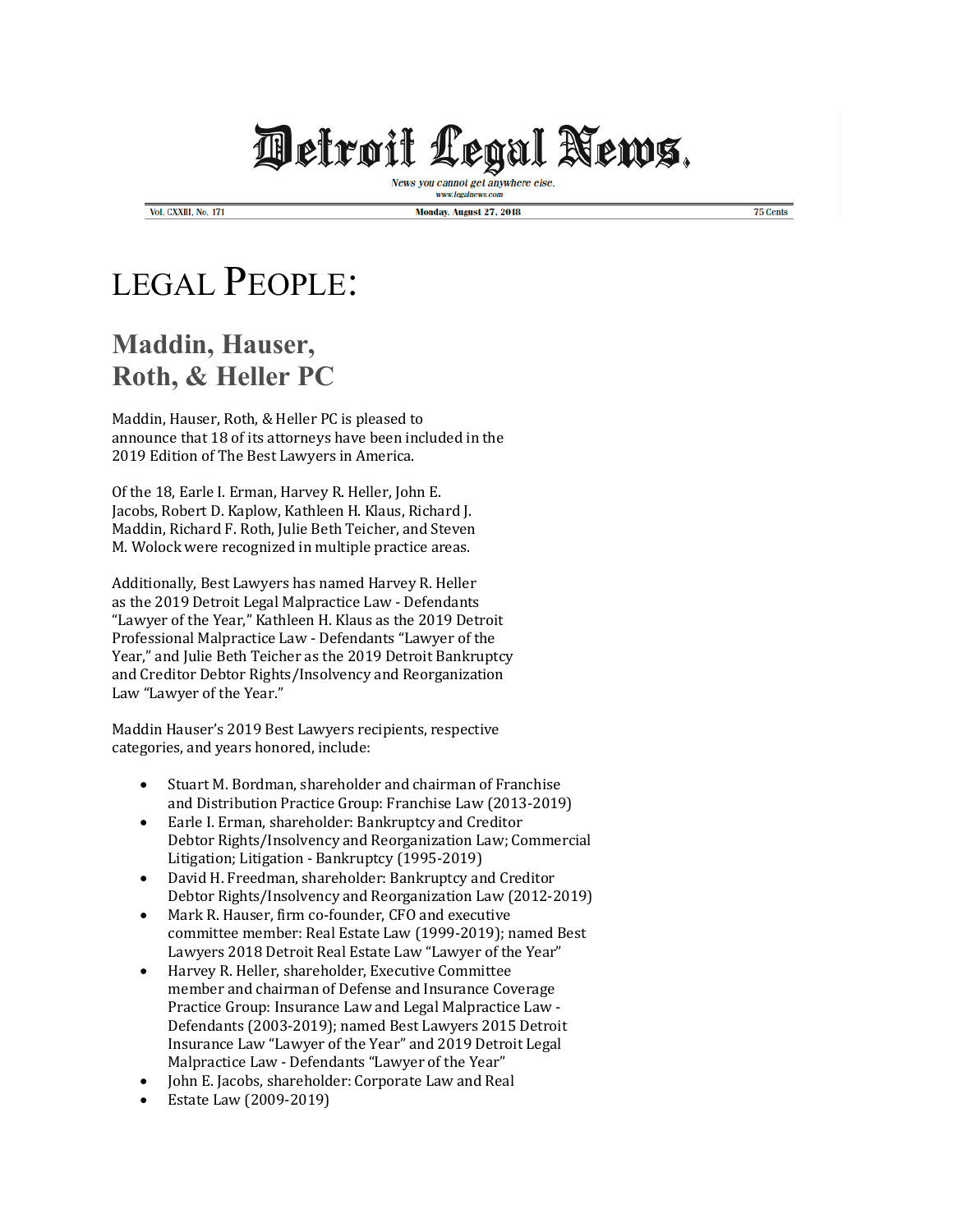# Detroit Legal News.

*News you cannot get anywhere else.*
www.legalnews.com

Vol. CXXIII, No. 171 | Monday, August 27, 2018 | 75 Cents

# LEGAL PEOPLE:

## Maddin, Hauser, Roth, & Heller PC

Maddin, Hauser, Roth, & Heller PC is pleased to announce that 18 of its attorneys have been included in the 2019 Edition of The Best Lawyers in America.

Of the 18, Earle I. Erman, Harvey R. Heller, John E. Jacobs, Robert D. Kaplow, Kathleen H. Klaus, Richard J. Maddin, Richard F. Roth, Julie Beth Teicher, and Steven M. Wolock were recognized in multiple practice areas.

Additionally, Best Lawyers has named Harvey R. Heller as the 2019 Detroit Legal Malpractice Law - Defendants "Lawyer of the Year," Kathleen H. Klaus as the 2019 Detroit Professional Malpractice Law - Defendants "Lawyer of the Year," and Julie Beth Teicher as the 2019 Detroit Bankruptcy and Creditor Debtor Rights/Insolvency and Reorganization Law "Lawyer of the Year."

Maddin Hauser's 2019 Best Lawyers recipients, respective categories, and years honored, include:

- Stuart M. Bordman, shareholder and chairman of Franchise and Distribution Practice Group: Franchise Law (2013-2019)
- Earle I. Erman, shareholder: Bankruptcy and Creditor Debtor Rights/Insolvency and Reorganization Law; Commercial Litigation; Litigation - Bankruptcy (1995-2019)
- David H. Freedman, shareholder: Bankruptcy and Creditor Debtor Rights/Insolvency and Reorganization Law (2012-2019)
- Mark R. Hauser, firm co-founder, CFO and executive committee member: Real Estate Law (1999-2019); named Best Lawyers 2018 Detroit Real Estate Law "Lawyer of the Year"
- Harvey R. Heller, Executive Committee member and chairman of Defense and Insurance Coverage Practice Group: Insurance Law and Legal Malpractice Law - Defendants (2003-2019); named Best Lawyers 2015 Detroit Insurance Law "Lawyer of the Year" and 2019 Detroit Legal Malpractice Law - Defendants "Lawyer of the Year"
- John E. Jacobs, shareholder: Corporate Law and Real
- Estate Law (2009-2019)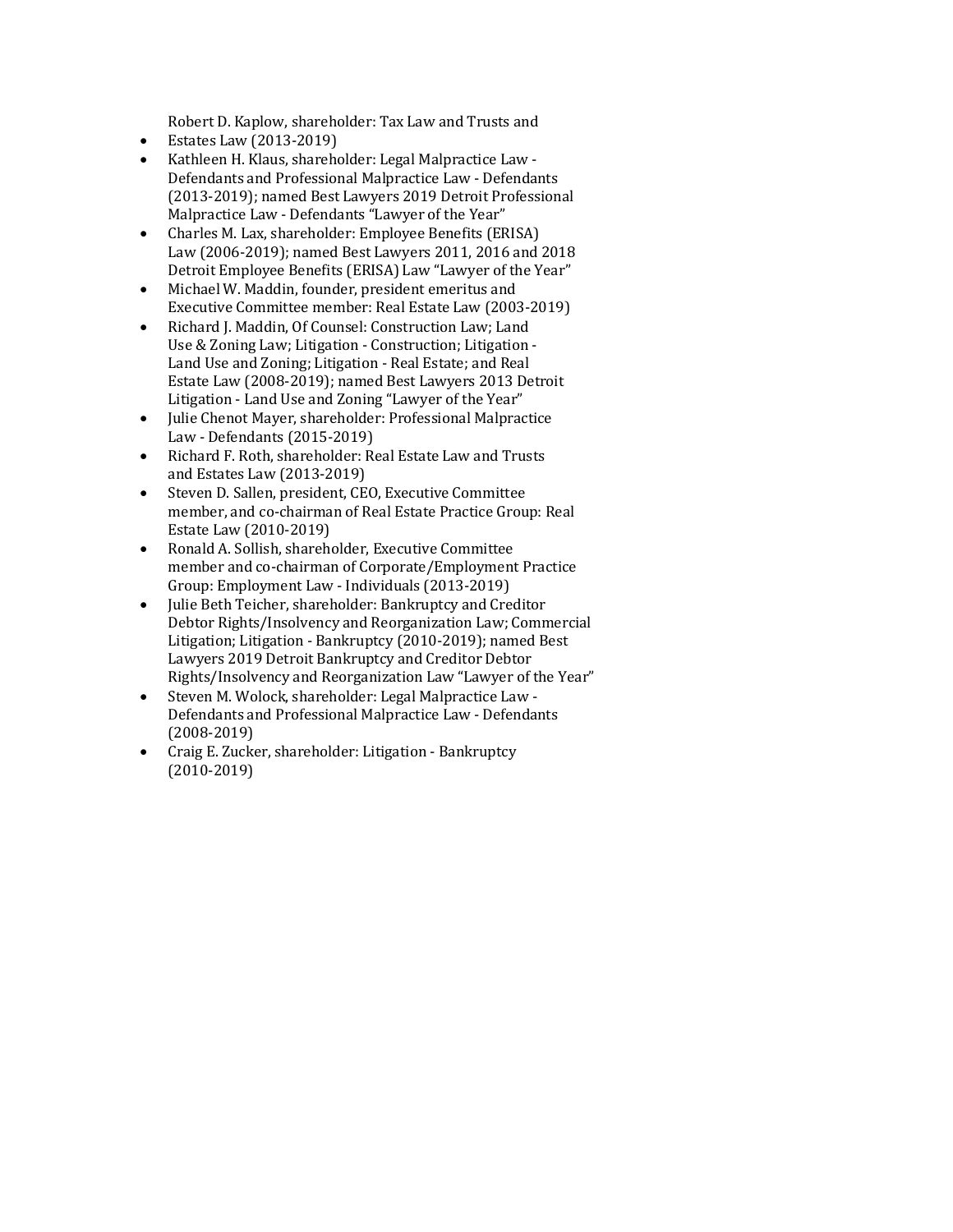Robert D. Kaplow, shareholder: Tax Law and Trusts and

- Estates Law (2013-2019)
- Kathleen H. Klaus, shareholder: Legal Malpractice Law - Defendants and Professional Malpractice Law - Defendants (2013-2019); named Best Lawyers 2019 Detroit Professional Malpractice Law - Defendants "Lawyer of the Year"
- Charles M. Lax, shareholder: Employee Benefits (ERISA) Law (2006-2019); named Best Lawyers 2011, 2016 and 2018 Detroit Employee Benefits (ERISA) Law "Lawyer of the Year"
- Michael W. Maddin, founder, president emeritus and Executive Committee member: Real Estate Law (2003-2019)
- Richard J. Maddin, Of Counsel: Construction Law; Land Use & Zoning Law; Litigation - Construction; Litigation - Land Use and Zoning; Litigation - Real Estate; and Real Estate Law (2008-2019); named Best Lawyers 2013 Detroit Litigation - Land Use and Zoning "Lawyer of the Year"
- Julie Chenot Mayer, shareholder: Professional Malpractice Law - Defendants (2015-2019)
- Richard F. Roth, shareholder: Real Estate Law and Trusts and Estates Law (2013-2019)
- Steven D. Sallen, president, CEO, Executive Committee member, and co-chairman of Real Estate Practice Group: Real Estate Law (2010-2019)
- Ronald A. Sollish, shareholder, Executive Committee member and co-chairman of Corporate/Employment Practice Group: Employment Law - Individuals (2013-2019)
- Julie Beth Teicher, shareholder: Bankruptcy and Creditor Debtor Rights/Insolvency and Reorganization Law; Commercial Litigation; Litigation - Bankruptcy (2010-2019); named Best Lawyers 2019 Detroit Bankruptcy and Creditor Debtor Rights/Insolvency and Reorganization Law "Lawyer of the Year"
- Steven M. Wolock, shareholder: Legal Malpractice Law - Defendants and Professional Malpractice Law - Defendants (2008-2019)
- Craig E. Zucker, shareholder: Litigation - Bankruptcy (2010-2019)